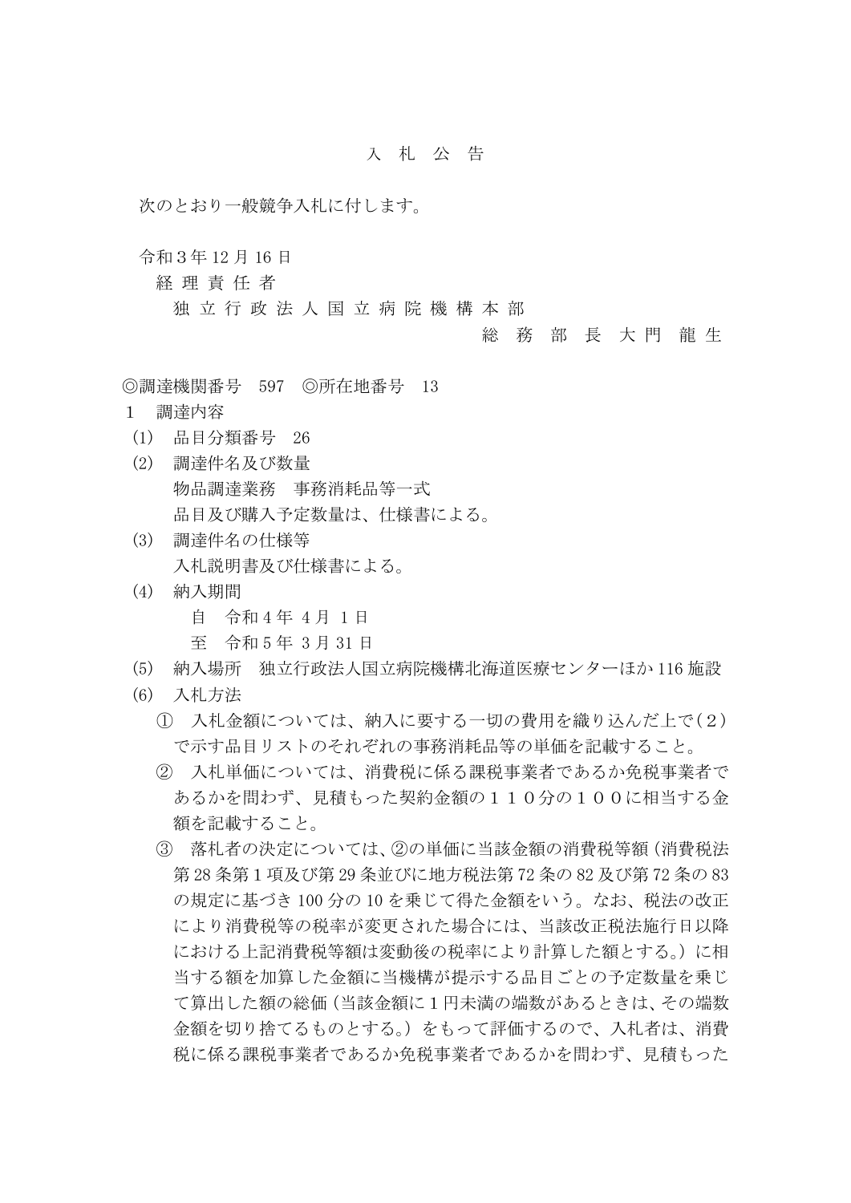# 入　札　公　告

次のとおり一般競争入札に付します。

令和３年 12 月 16 日

経 理 責 任 者

独 立 行 政 法 人 国 立 病 院 機 構 本 部

総　務　部　長　大 門　龍 生

◎調達機関番号　597　◎所在地番号　13

１　調達内容

(1)　品目分類番号　26

(2)　調達件名及び数量

物品調達業務　事務消耗品等一式

品目及び購入予定数量は、仕様書による。

(3)　調達件名の仕様等

入札説明書及び仕様書による。

(4)　納入期間

自　令和４年 ４月 １日

至　令和５年 ３月 31 日

(5)　納入場所　独立行政法人国立病院機構北海道医療センターほか 116 施設

(6)　入札方法

①　入札金額については、納入に要する一切の費用を織り込んだ上で（２）で示す品目リストのそれぞれの事務消耗品等の単価を記載すること。

②　入札単価については、消費税に係る課税事業者であるか免税事業者であるかを問わず、見積もった契約金額の１１０分の１００に相当する金額を記載すること。

③　落札者の決定については、②の単価に当該金額の消費税等額（消費税法第 28 条第１項及び第 29 条並びに地方税法第 72 条の 82 及び第 72 条の 83 の規定に基づき 100 分の 10 を乗じて得た金額をいう。なお、税法の改正により消費税等の税率が変更された場合には、当該改正税法施行日以降における上記消費税等額は変動後の税率により計算した額とする。）に相当する額を加算した金額に当機構が提示する品目ごとの予定数量を乗じて算出した額の総価（当該金額に１円未満の端数があるときは、その端数金額を切り捨てるものとする。）をもって評価するので、入札者は、消費税に係る課税事業者であるか免税事業者であるかを問わず、見積もった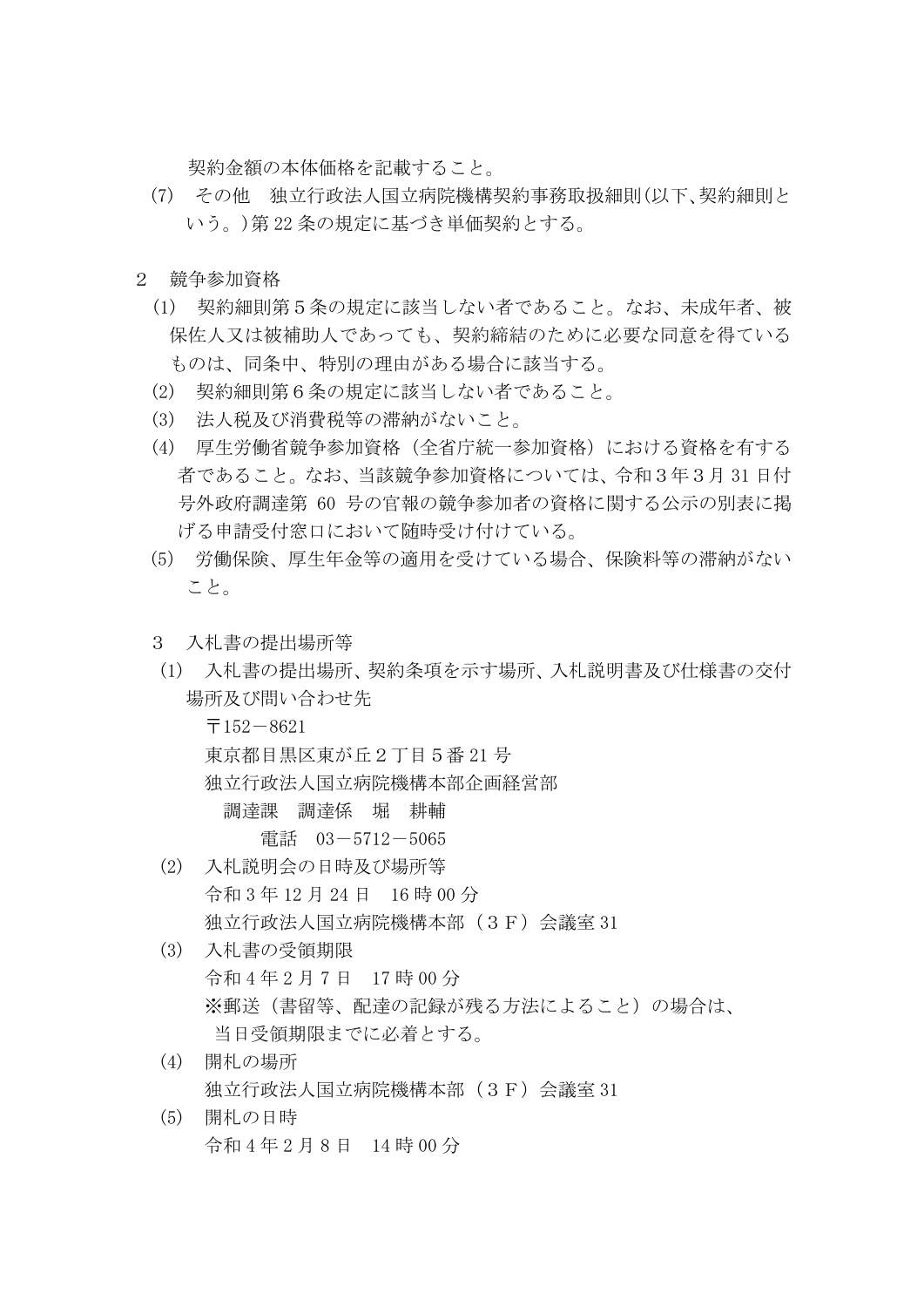契約金額の本体価格を記載すること。

(7)　その他　独立行政法人国立病院機構契約事務取扱細則(以下、契約細則という。)第22条の規定に基づき単価契約とする。

## 2　競争参加資格

(1)　契約細則第５条の規定に該当しない者であること。なお、未成年者、被保佐人又は被補助人であっても、契約締結のために必要な同意を得ているものは、同条中、特別の理由がある場合に該当する。

(2)　契約細則第６条の規定に該当しない者であること。

(3)　法人税及び消費税等の滞納がないこと。

(4)　厚生労働省競争参加資格（全省庁統一参加資格）における資格を有する者であること。なお、当該競争参加資格については、令和３年３月31日付号外政府調達第 60 号の官報の競争参加者の資格に関する公示の別表に掲げる申請受付窓口において随時受け付けている。

(5)　労働保険、厚生年金等の適用を受けている場合、保険料等の滞納がないこと。

## 3　入札書の提出場所等

(1)　入札書の提出場所、契約条項を示す場所、入札説明書及び仕様書の交付場所及び問い合わせ先

〒152－8621
東京都目黒区東が丘２丁目５番21号
独立行政法人国立病院機構本部企画経営部
　調達課　調達係　堀　耕輔
　　電話　03－5712－5065

(2)　入札説明会の日時及び場所等

令和３年12月24日　16時00分
独立行政法人国立病院機構本部（３Ｆ）会議室31

(3)　入札書の受領期限

令和４年２月７日　17時00分
※郵送（書留等、配達の記録が残る方法によること）の場合は、当日受領期限までに必着とする。

(4)　開札の場所

独立行政法人国立病院機構本部（３Ｆ）会議室31

(5)　開札の日時

令和４年２月８日　14時00分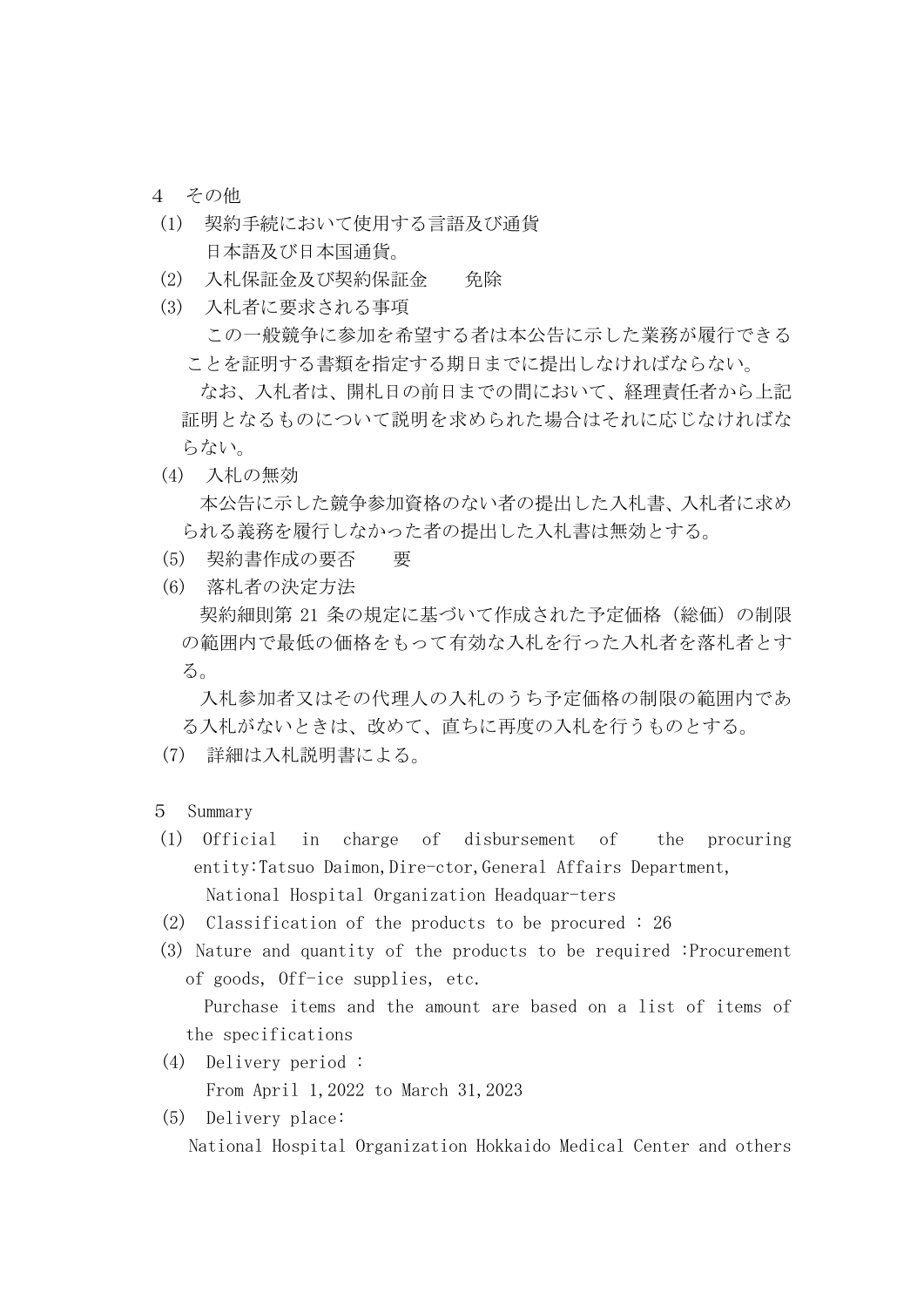4　その他

(1)　契約手続において使用する言語及び通貨

　　日本語及び日本国通貨。

(2)　入札保証金及び契約保証金　　免除

(3)　入札者に要求される事項

　　この一般競争に参加を希望する者は本公告に示した業務が履行できることを証明する書類を指定する期日までに提出しなければならない。

　　なお、入札者は、開札日の前日までの間において、経理責任者から上記証明となるものについて説明を求められた場合はそれに応じなければならない。

(4)　入札の無効

　　本公告に示した競争参加資格のない者の提出した入札書、入札者に求められる義務を履行しなかった者の提出した入札書は無効とする。

(5)　契約書作成の要否　　要

(6)　落札者の決定方法

　　契約細則第 21 条の規定に基づいて作成された予定価格（総価）の制限の範囲内で最低の価格をもって有効な入札を行った入札者を落札者とする。

　　入札参加者又はその代理人の入札のうち予定価格の制限の範囲内である入札がないときは、改めて、直ちに再度の入札を行うものとする。

(7)　詳細は入札説明書による。

5　Summary

(1) Official in charge of disbursement of the procuring entity:Tatsuo Daimon,Dire-ctor,General Affairs Department, National Hospital Organization Headquar-ters

(2) Classification of the products to be procured : 26

(3) Nature and quantity of the products to be required :Procurement of goods, Off-ice supplies, etc.

　Purchase items and the amount are based on a list of items of the specifications

(4) Delivery period :

　From April 1,2022 to March 31,2023

(5) Delivery place:

　National Hospital Organization Hokkaido Medical Center and others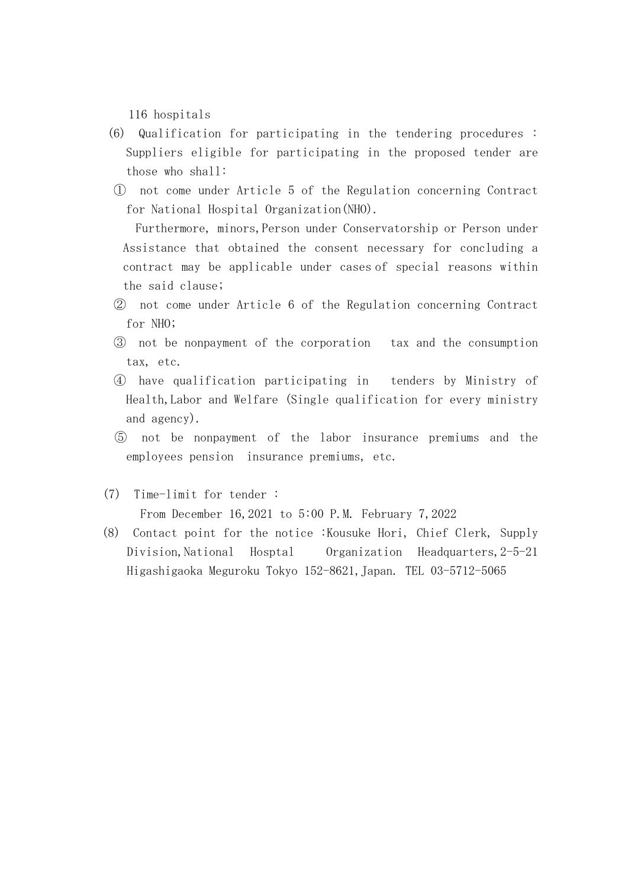116 hospitals

(6) Qualification for participating in the tendering procedures : Suppliers eligible for participating in the proposed tender are those who shall:

① not come under Article 5 of the Regulation concerning Contract for National Hospital Organization(NHO).

Furthermore, minors,Person under Conservatorship or Person under Assistance that obtained the consent necessary for concluding a contract may be applicable under cases of special reasons within the said clause;

② not come under Article 6 of the Regulation concerning Contract for NHO;

③ not be nonpayment of the corporation tax and the consumption tax, etc.

④ have qualification participating in tenders by Ministry of Health,Labor and Welfare (Single qualification for every ministry and agency).

⑤ not be nonpayment of the labor insurance premiums and the employees pension insurance premiums, etc.

(7) Time-limit for tender :

From December 16,2021 to 5:00 P.M. February 7,2022

(8) Contact point for the notice :Kousuke Hori, Chief Clerk, Supply Division,National Hosptal Organization Headquarters,2-5-21 Higashigaoka Meguroku Tokyo 152-8621,Japan. TEL 03-5712-5065